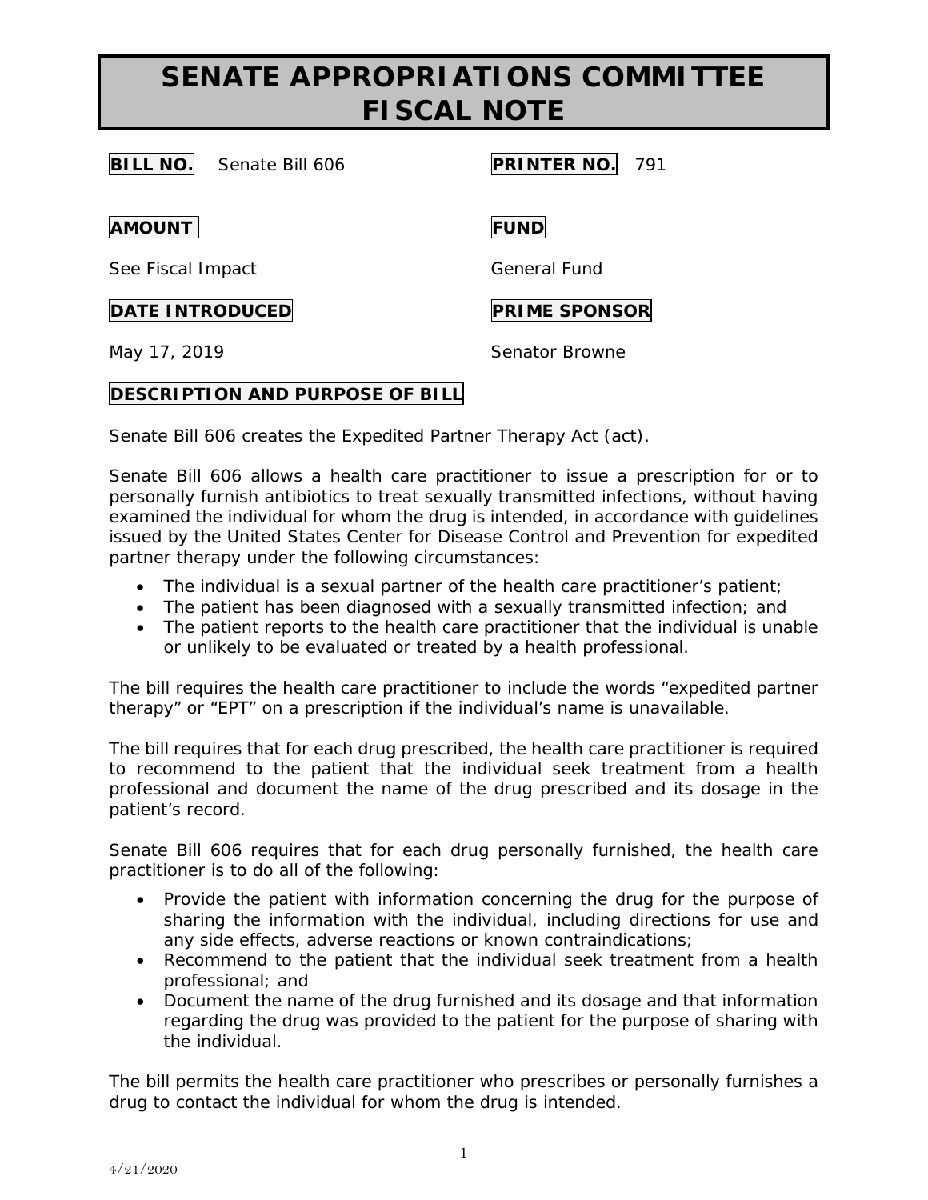# SENATE APPROPRIATIONS COMMITTEE FISCAL NOTE

**BILL NO.** Senate Bill 606

**PRINTER NO.** 791

**AMOUNT**

See Fiscal Impact

**FUND**

General Fund

**DATE INTRODUCED**

May 17, 2019

**PRIME SPONSOR**

Senator Browne

**DESCRIPTION AND PURPOSE OF BILL**

Senate Bill 606 creates the Expedited Partner Therapy Act (act).

Senate Bill 606 allows a health care practitioner to issue a prescription for or to personally furnish antibiotics to treat sexually transmitted infections, without having examined the individual for whom the drug is intended, in accordance with guidelines issued by the United States Center for Disease Control and Prevention for expedited partner therapy under the following circumstances:

- The individual is a sexual partner of the health care practitioner's patient;
- The patient has been diagnosed with a sexually transmitted infection; and
- The patient reports to the health care practitioner that the individual is unable or unlikely to be evaluated or treated by a health professional.

The bill requires the health care practitioner to include the words "expedited partner therapy" or "EPT" on a prescription if the individual's name is unavailable.

The bill requires that for each drug prescribed, the health care practitioner is required to recommend to the patient that the individual seek treatment from a health professional and document the name of the drug prescribed and its dosage in the patient's record.

Senate Bill 606 requires that for each drug personally furnished, the health care practitioner is to do all of the following:

- Provide the patient with information concerning the drug for the purpose of sharing the information with the individual, including directions for use and any side effects, adverse reactions or known contraindications;
- Recommend to the patient that the individual seek treatment from a health professional; and
- Document the name of the drug furnished and its dosage and that information regarding the drug was provided to the patient for the purpose of sharing with the individual.

The bill permits the health care practitioner who prescribes or personally furnishes a drug to contact the individual for whom the drug is intended.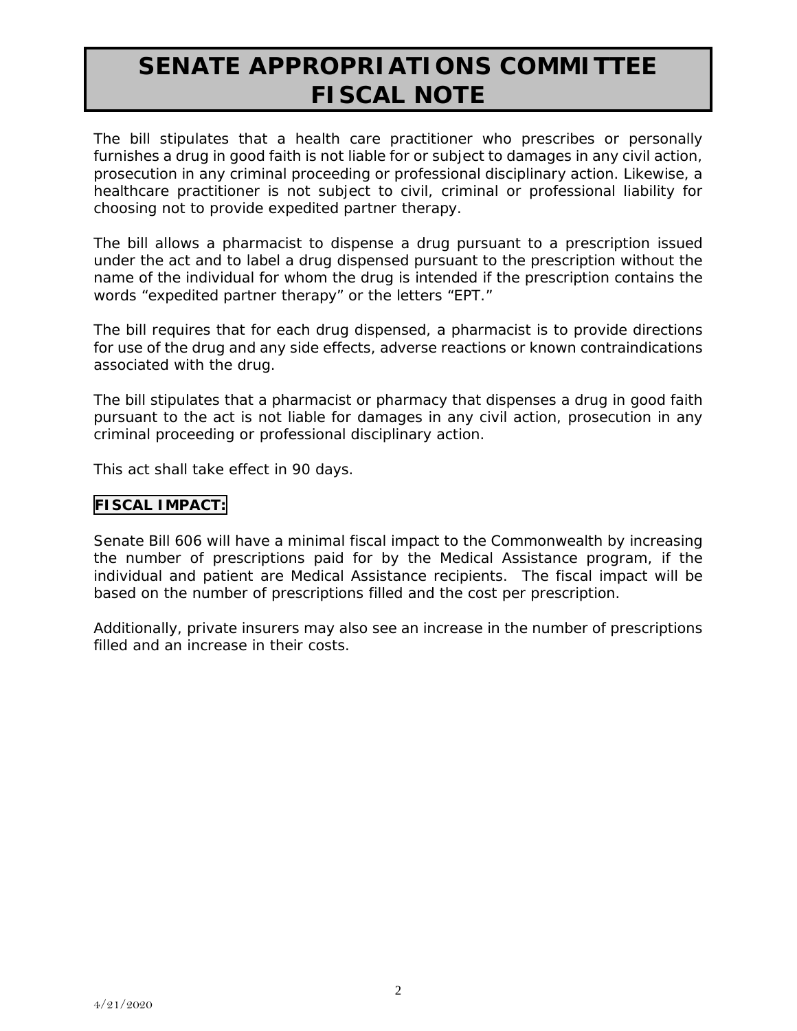# SENATE APPROPRIATIONS COMMITTEE FISCAL NOTE

The bill stipulates that a health care practitioner who prescribes or personally furnishes a drug in good faith is not liable for or subject to damages in any civil action, prosecution in any criminal proceeding or professional disciplinary action. Likewise, a healthcare practitioner is not subject to civil, criminal or professional liability for choosing not to provide expedited partner therapy.

The bill allows a pharmacist to dispense a drug pursuant to a prescription issued under the act and to label a drug dispensed pursuant to the prescription without the name of the individual for whom the drug is intended if the prescription contains the words "expedited partner therapy" or the letters "EPT."

The bill requires that for each drug dispensed, a pharmacist is to provide directions for use of the drug and any side effects, adverse reactions or known contraindications associated with the drug.

The bill stipulates that a pharmacist or pharmacy that dispenses a drug in good faith pursuant to the act is not liable for damages in any civil action, prosecution in any criminal proceeding or professional disciplinary action.

This act shall take effect in 90 days.

**FISCAL IMPACT:**

Senate Bill 606 will have a minimal fiscal impact to the Commonwealth by increasing the number of prescriptions paid for by the Medical Assistance program, if the individual and patient are Medical Assistance recipients. The fiscal impact will be based on the number of prescriptions filled and the cost per prescription.

Additionally, private insurers may also see an increase in the number of prescriptions filled and an increase in their costs.

4/21/2020